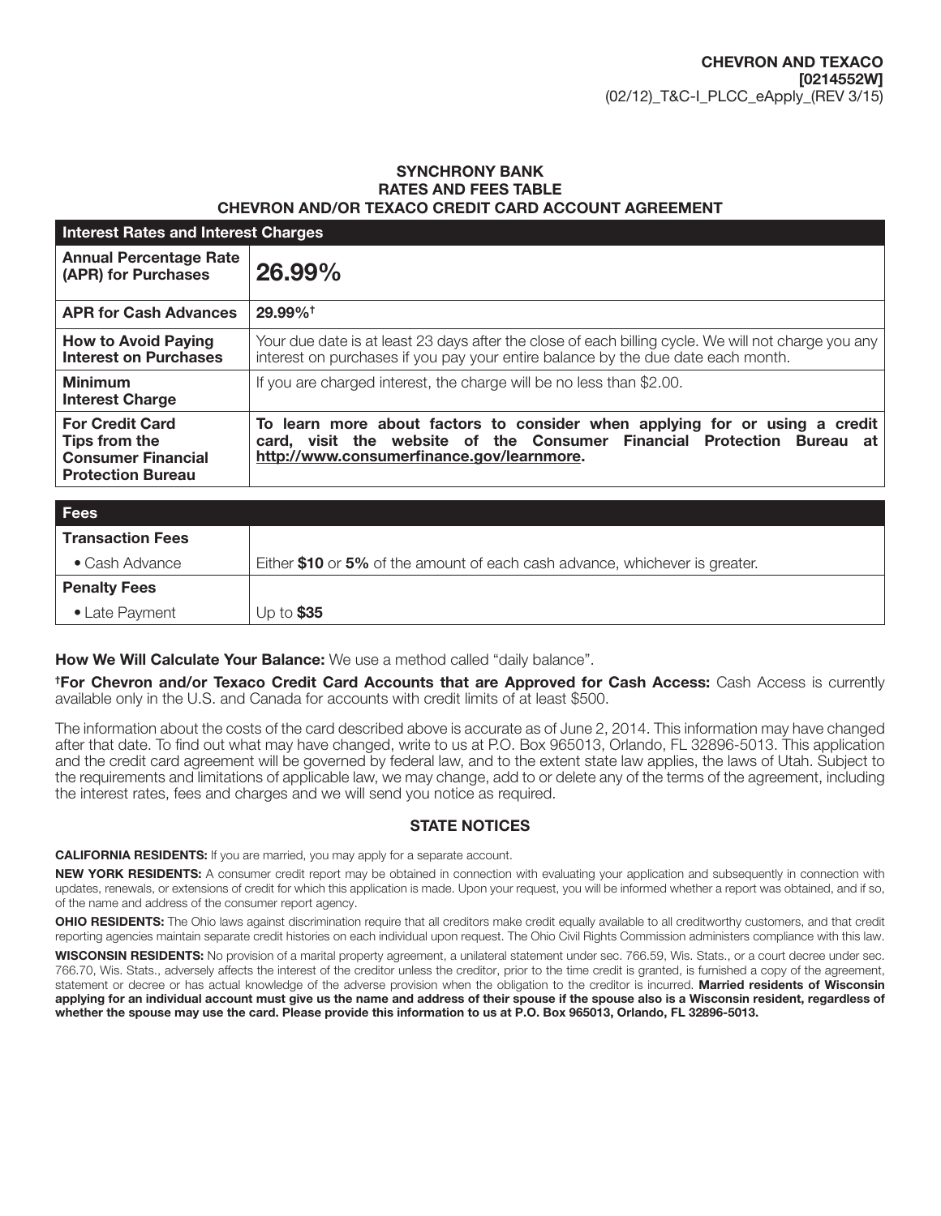**CHEVRON AND TEXACO**
**[0214552W]**
(02/12)_T&C-I_PLCC_eApply_(REV 3/15)

## SYNCHRONY BANK
## RATES AND FEES TABLE
## CHEVRON AND/OR TEXACO CREDIT CARD ACCOUNT AGREEMENT

| **Interest Rates and Interest Charges** | |
|---|---|
| **Annual Percentage Rate (APR) for Purchases** | **26.99%** |
| **APR for Cash Advances** | **29.99%†** |
| **How to Avoid Paying Interest on Purchases** | Your due date is at least 23 days after the close of each billing cycle. We will not charge you any interest on purchases if you pay your entire balance by the due date each month. |
| **Minimum Interest Charge** | If you are charged interest, the charge will be no less than $2.00. |
| **For Credit Card Tips from the Consumer Financial Protection Bureau** | **To learn more about factors to consider when applying for or using a credit card, visit the website of the Consumer Financial Protection Bureau at http://www.consumerfinance.gov/learnmore.** |

| **Fees** | |
|---|---|
| **Transaction Fees** | |
| • Cash Advance | Either **$10** or **5%** of the amount of each cash advance, whichever is greater. |
| **Penalty Fees** | |
| • Late Payment | Up to **$35** |

**How We Will Calculate Your Balance:** We use a method called "daily balance".

**†For Chevron and/or Texaco Credit Card Accounts that are Approved for Cash Access:** Cash Access is currently available only in the U.S. and Canada for accounts with credit limits of at least $500.

The information about the costs of the card described above is accurate as of June 2, 2014. This information may have changed after that date. To find out what may have changed, write to us at P.O. Box 965013, Orlando, FL 32896-5013. This application and the credit card agreement will be governed by federal law, and to the extent state law applies, the laws of Utah. Subject to the requirements and limitations of applicable law, we may change, add to or delete any of the terms of the agreement, including the interest rates, fees and charges and we will send you notice as required.

## STATE NOTICES

**CALIFORNIA RESIDENTS:** If you are married, you may apply for a separate account.

**NEW YORK RESIDENTS:** A consumer credit report may be obtained in connection with evaluating your application and subsequently in connection with updates, renewals, or extensions of credit for which this application is made. Upon your request, you will be informed whether a report was obtained, and if so, of the name and address of the consumer report agency.

**OHIO RESIDENTS:** The Ohio laws against discrimination require that all creditors make credit equally available to all creditworthy customers, and that credit reporting agencies maintain separate credit histories on each individual upon request. The Ohio Civil Rights Commission administers compliance with this law.

**WISCONSIN RESIDENTS:** No provision of a marital property agreement, a unilateral statement under sec. 766.59, Wis. Stats., or a court decree under sec. 766.70, Wis. Stats., adversely affects the interest of the creditor unless the creditor, prior to the time credit is granted, is furnished a copy of the agreement, statement or decree or has actual knowledge of the adverse provision when the obligation to the creditor is incurred. **Married residents of Wisconsin applying for an individual account must give us the name and address of their spouse if the spouse also is a Wisconsin resident, regardless of whether the spouse may use the card. Please provide this information to us at P.O. Box 965013, Orlando, FL 32896-5013.**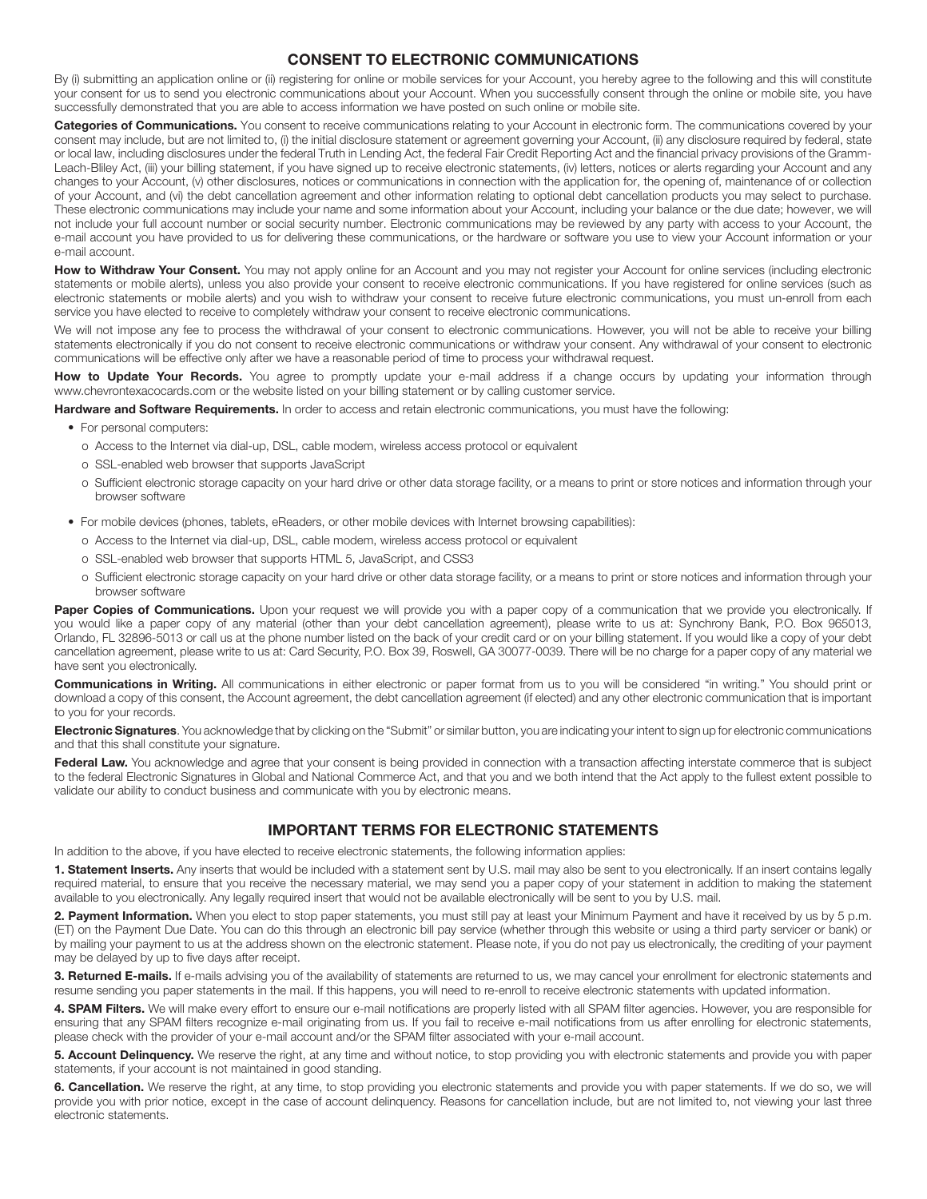## CONSENT TO ELECTRONIC COMMUNICATIONS

By (i) submitting an application online or (ii) registering for online or mobile services for your Account, you hereby agree to the following and this will constitute your consent for us to send you electronic communications about your Account. When you successfully consent through the online or mobile site, you have successfully demonstrated that you are able to access information we have posted on such online or mobile site.

**Categories of Communications.** You consent to receive communications relating to your Account in electronic form. The communications covered by your consent may include, but are not limited to, (i) the initial disclosure statement or agreement governing your Account, (ii) any disclosure required by federal, state or local law, including disclosures under the federal Truth in Lending Act, the federal Fair Credit Reporting Act and the financial privacy provisions of the Gramm-Leach-Bliley Act, (iii) your billing statement, if you have signed up to receive electronic statements, (iv) letters, notices or alerts regarding your Account and any changes to your Account, (v) other disclosures, notices or communications in connection with the application for, the opening of, maintenance of or collection of your Account, and (vi) the debt cancellation agreement and other information relating to optional debt cancellation products you may select to purchase. These electronic communications may include your name and some information about your Account, including your balance or the due date; however, we will not include your full account number or social security number. Electronic communications may be reviewed by any party with access to your Account, the e-mail account you have provided to us for delivering these communications, or the hardware or software you use to view your Account information or your e-mail account.

**How to Withdraw Your Consent.** You may not apply online for an Account and you may not register your Account for online services (including electronic statements or mobile alerts), unless you also provide your consent to receive electronic communications. If you have registered for online services (such as electronic statements or mobile alerts) and you wish to withdraw your consent to receive future electronic communications, you must un-enroll from each service you have elected to receive to completely withdraw your consent to receive electronic communications.

We will not impose any fee to process the withdrawal of your consent to electronic communications. However, you will not be able to receive your billing statements electronically if you do not consent to receive electronic communications or withdraw your consent. Any withdrawal of your consent to electronic communications will be effective only after we have a reasonable period of time to process your withdrawal request.

**How to Update Your Records.** You agree to promptly update your e-mail address if a change occurs by updating your information through www.chevrontexacocards.com or the website listed on your billing statement or by calling customer service.

**Hardware and Software Requirements.** In order to access and retain electronic communications, you must have the following:

- For personal computers:
  - Access to the Internet via dial-up, DSL, cable modem, wireless access protocol or equivalent
  - SSL-enabled web browser that supports JavaScript
  - Sufficient electronic storage capacity on your hard drive or other data storage facility, or a means to print or store notices and information through your browser software
- For mobile devices (phones, tablets, eReaders, or other mobile devices with Internet browsing capabilities):
  - Access to the Internet via dial-up, DSL, cable modem, wireless access protocol or equivalent
  - SSL-enabled web browser that supports HTML 5, JavaScript, and CSS3
  - Sufficient electronic storage capacity on your hard drive or other data storage facility, or a means to print or store notices and information through your browser software

**Paper Copies of Communications.** Upon your request we will provide you with a paper copy of a communication that we provide you electronically. If you would like a paper copy of any material (other than your debt cancellation agreement), please write to us at: Synchrony Bank, P.O. Box 965013, Orlando, FL 32896-5013 or call us at the phone number listed on the back of your credit card or on your billing statement. If you would like a copy of your debt cancellation agreement, please write to us at: Card Security, P.O. Box 39, Roswell, GA 30077-0039. There will be no charge for a paper copy of any material we have sent you electronically.

**Communications in Writing.** All communications in either electronic or paper format from us to you will be considered "in writing." You should print or download a copy of this consent, the Account agreement, the debt cancellation agreement (if elected) and any other electronic communication that is important to you for your records.

**Electronic Signatures**. You acknowledge that by clicking on the "Submit" or similar button, you are indicating your intent to sign up for electronic communications and that this shall constitute your signature.

**Federal Law.** You acknowledge and agree that your consent is being provided in connection with a transaction affecting interstate commerce that is subject to the federal Electronic Signatures in Global and National Commerce Act, and that you and we both intend that the Act apply to the fullest extent possible to validate our ability to conduct business and communicate with you by electronic means.

## IMPORTANT TERMS FOR ELECTRONIC STATEMENTS

In addition to the above, if you have elected to receive electronic statements, the following information applies:

**1. Statement Inserts.** Any inserts that would be included with a statement sent by U.S. mail may also be sent to you electronically. If an insert contains legally required material, to ensure that you receive the necessary material, we may send you a paper copy of your statement in addition to making the statement available to you electronically. Any legally required insert that would not be available electronically will be sent to you by U.S. mail.

**2. Payment Information.** When you elect to stop paper statements, you must still pay at least your Minimum Payment and have it received by us by 5 p.m. (ET) on the Payment Due Date. You can do this through an electronic bill pay service (whether through this website or using a third party servicer or bank) or by mailing your payment to us at the address shown on the electronic statement. Please note, if you do not pay us electronically, the crediting of your payment may be delayed by up to five days after receipt.

**3. Returned E-mails.** If e-mails advising you of the availability of statements are returned to us, we may cancel your enrollment for electronic statements and resume sending you paper statements in the mail. If this happens, you will need to re-enroll to receive electronic statements with updated information.

**4. SPAM Filters.** We will make every effort to ensure our e-mail notifications are properly listed with all SPAM filter agencies. However, you are responsible for ensuring that any SPAM filters recognize e-mail originating from us. If you fail to receive e-mail notifications from us after enrolling for electronic statements, please check with the provider of your e-mail account and/or the SPAM filter associated with your e-mail account.

**5. Account Delinquency.** We reserve the right, at any time and without notice, to stop providing you with electronic statements and provide you with paper statements, if your account is not maintained in good standing.

**6. Cancellation.** We reserve the right, at any time, to stop providing you electronic statements and provide you with paper statements. If we do so, we will provide you with prior notice, except in the case of account delinquency. Reasons for cancellation include, but are not limited to, not viewing your last three electronic statements.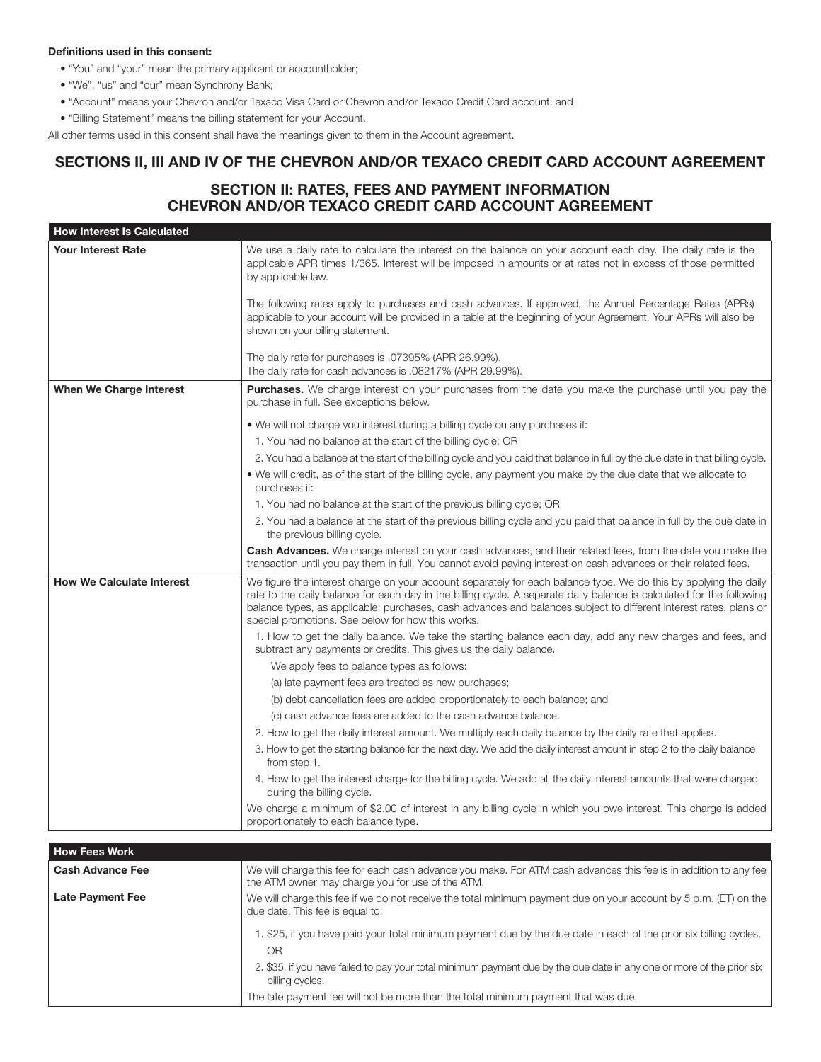**Definitions used in this consent:**

- "You" and "your" mean the primary applicant or accountholder;
- "We", "us" and "our" mean Synchrony Bank;
- "Account" means your Chevron and/or Texaco Visa Card or Chevron and/or Texaco Credit Card account; and
- "Billing Statement" means the billing statement for your Account.

All other terms used in this consent shall have the meanings given to them in the Account agreement.

## SECTIONS II, III AND IV OF THE CHEVRON AND/OR TEXACO CREDIT CARD ACCOUNT AGREEMENT

### SECTION II: RATES, FEES AND PAYMENT INFORMATION CHEVRON AND/OR TEXACO CREDIT CARD ACCOUNT AGREEMENT

| How Interest Is Calculated | |
|---|---|
| **Your Interest Rate** | We use a daily rate to calculate the interest on the balance on your account each day. The daily rate is the applicable APR times 1/365. Interest will be imposed in amounts or at rates not in excess of those permitted by applicable law.<br><br>The following rates apply to purchases and cash advances. If approved, the Annual Percentage Rates (APRs) applicable to your account will be provided in a table at the beginning of your Agreement. Your APRs will also be shown on your billing statement.<br><br>The daily rate for purchases is .07395% (APR 26.99%).<br>The daily rate for cash advances is .08217% (APR 29.99%). |
| **When We Charge Interest** | **Purchases.** We charge interest on your purchases from the date you make the purchase until you pay the purchase in full. See exceptions below.<br><br>• We will not charge you interest during a billing cycle on any purchases if:<br>1. You had no balance at the start of the billing cycle; OR<br>2. You had a balance at the start of the billing cycle and you paid that balance in full by the due date in that billing cycle.<br>• We will credit, as of the start of the billing cycle, any payment you make by the due date that we allocate to purchases if:<br>1. You had no balance at the start of the previous billing cycle; OR<br>2. You had a balance at the start of the previous billing cycle and you paid that balance in full by the due date in the previous billing cycle.<br><br>**Cash Advances.** We charge interest on your cash advances, and their related fees, from the date you make the transaction until you pay them in full. You cannot avoid paying interest on cash advances or their related fees. |
| **How We Calculate Interest** | We figure the interest charge on your account separately for each balance type. We do this by applying the daily rate to the daily balance for each day in the billing cycle. A separate daily balance is calculated for the following balance types, as applicable: purchases, cash advances and balances subject to different interest rates, plans or special promotions. See below for how this works.<br><br>1. How to get the daily balance. We take the starting balance each day, add any new charges and fees, and subtract any payments or credits. This gives us the daily balance.<br>We apply fees to balance types as follows:<br>(a) late payment fees are treated as new purchases;<br>(b) debt cancellation fees are added proportionately to each balance; and<br>(c) cash advance fees are added to the cash advance balance.<br>2. How to get the daily interest amount. We multiply each daily balance by the daily rate that applies.<br>3. How to get the starting balance for the next day. We add the daily interest amount in step 2 to the daily balance from step 1.<br>4. How to get the interest charge for the billing cycle. We add all the daily interest amounts that were charged during the billing cycle.<br><br>We charge a minimum of $2.00 of interest in any billing cycle in which you owe interest. This charge is added proportionately to each balance type. |

| How Fees Work | |
|---|---|
| **Cash Advance Fee** | We will charge this fee for each cash advance you make. For ATM cash advances this fee is in addition to any fee the ATM owner may charge you for use of the ATM. |
| **Late Payment Fee** | We will charge this fee if we do not receive the total minimum payment due on your account by 5 p.m. (ET) on the due date. This fee is equal to:<br><br>1. $25, if you have paid your total minimum payment due by the due date in each of the prior six billing cycles.<br>OR<br>2. $35, if you have failed to pay your total minimum payment due by the due date in any one or more of the prior six billing cycles.<br><br>The late payment fee will not be more than the total minimum payment that was due. |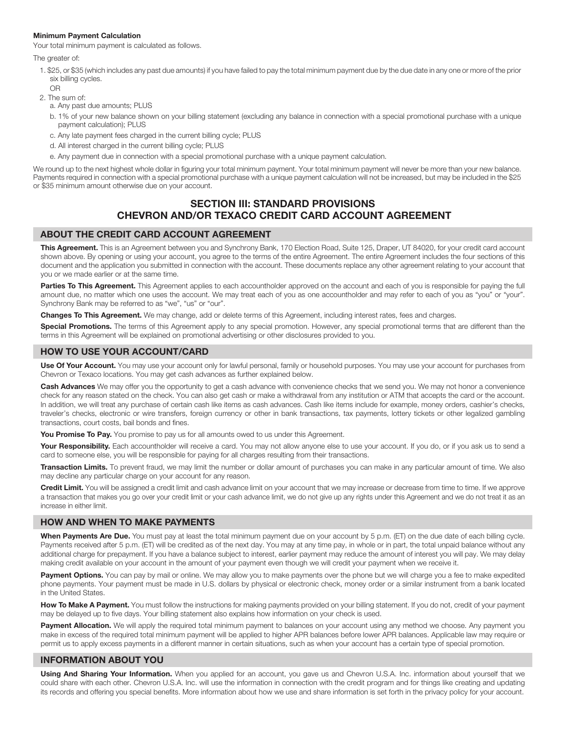**Minimum Payment Calculation**

Your total minimum payment is calculated as follows.

The greater of:

1. $25, or $35 (which includes any past due amounts) if you have failed to pay the total minimum payment due by the due date in any one or more of the prior six billing cycles.

   OR

2. The sum of:
   a. Any past due amounts; PLUS
   b. 1% of your new balance shown on your billing statement (excluding any balance in connection with a special promotional purchase with a unique payment calculation); PLUS
   c. Any late payment fees charged in the current billing cycle; PLUS
   d. All interest charged in the current billing cycle; PLUS
   e. Any payment due in connection with a special promotional purchase with a unique payment calculation.

We round up to the next highest whole dollar in figuring your total minimum payment. Your total minimum payment will never be more than your new balance. Payments required in connection with a special promotional purchase with a unique payment calculation will not be increased, but may be included in the $25 or $35 minimum amount otherwise due on your account.

## SECTION III: STANDARD PROVISIONS
## CHEVRON AND/OR TEXACO CREDIT CARD ACCOUNT AGREEMENT

### ABOUT THE CREDIT CARD ACCOUNT AGREEMENT

**This Agreement.** This is an Agreement between you and Synchrony Bank, 170 Election Road, Suite 125, Draper, UT 84020, for your credit card account shown above. By opening or using your account, you agree to the terms of the entire Agreement. The entire Agreement includes the four sections of this document and the application you submitted in connection with the account. These documents replace any other agreement relating to your account that you or we made earlier or at the same time.

**Parties To This Agreement.** This Agreement applies to each accountholder approved on the account and each of you is responsible for paying the full amount due, no matter which one uses the account. We may treat each of you as one accountholder and may refer to each of you as "you" or "your". Synchrony Bank may be referred to as "we", "us" or "our".

**Changes To This Agreement.** We may change, add or delete terms of this Agreement, including interest rates, fees and charges.

**Special Promotions.** The terms of this Agreement apply to any special promotion. However, any special promotional terms that are different than the terms in this Agreement will be explained on promotional advertising or other disclosures provided to you.

### HOW TO USE YOUR ACCOUNT/CARD

**Use Of Your Account.** You may use your account only for lawful personal, family or household purposes. You may use your account for purchases from Chevron or Texaco locations. You may get cash advances as further explained below.

**Cash Advances** We may offer you the opportunity to get a cash advance with convenience checks that we send you. We may not honor a convenience check for any reason stated on the check. You can also get cash or make a withdrawal from any institution or ATM that accepts the card or the account. In addition, we will treat any purchase of certain cash like items as cash advances. Cash like items include for example, money orders, cashier's checks, traveler's checks, electronic or wire transfers, foreign currency or other in bank transactions, tax payments, lottery tickets or other legalized gambling transactions, court costs, bail bonds and fines.

**You Promise To Pay.** You promise to pay us for all amounts owed to us under this Agreement.

**Your Responsibility.** Each accountholder will receive a card. You may not allow anyone else to use your account. If you do, or if you ask us to send a card to someone else, you will be responsible for paying for all charges resulting from their transactions.

**Transaction Limits.** To prevent fraud, we may limit the number or dollar amount of purchases you can make in any particular amount of time. We also may decline any particular charge on your account for any reason.

**Credit Limit.** You will be assigned a credit limit and cash advance limit on your account that we may increase or decrease from time to time. If we approve a transaction that makes you go over your credit limit or your cash advance limit, we do not give up any rights under this Agreement and we do not treat it as an increase in either limit.

### HOW AND WHEN TO MAKE PAYMENTS

**When Payments Are Due.** You must pay at least the total minimum payment due on your account by 5 p.m. (ET) on the due date of each billing cycle. Payments received after 5 p.m. (ET) will be credited as of the next day. You may at any time pay, in whole or in part, the total unpaid balance without any additional charge for prepayment. If you have a balance subject to interest, earlier payment may reduce the amount of interest you will pay. We may delay making credit available on your account in the amount of your payment even though we will credit your payment when we receive it.

**Payment Options.** You can pay by mail or online. We may allow you to make payments over the phone but we will charge you a fee to make expedited phone payments. Your payment must be made in U.S. dollars by physical or electronic check, money order or a similar instrument from a bank located in the United States.

**How To Make A Payment.** You must follow the instructions for making payments provided on your billing statement. If you do not, credit of your payment may be delayed up to five days. Your billing statement also explains how information on your check is used.

**Payment Allocation.** We will apply the required total minimum payment to balances on your account using any method we choose. Any payment you make in excess of the required total minimum payment will be applied to higher APR balances before lower APR balances. Applicable law may require or permit us to apply excess payments in a different manner in certain situations, such as when your account has a certain type of special promotion.

### INFORMATION ABOUT YOU

**Using And Sharing Your Information.** When you applied for an account, you gave us and Chevron U.S.A. Inc. information about yourself that we could share with each other. Chevron U.S.A. Inc. will use the information in connection with the credit program and for things like creating and updating its records and offering you special benefits. More information about how we use and share information is set forth in the privacy policy for your account.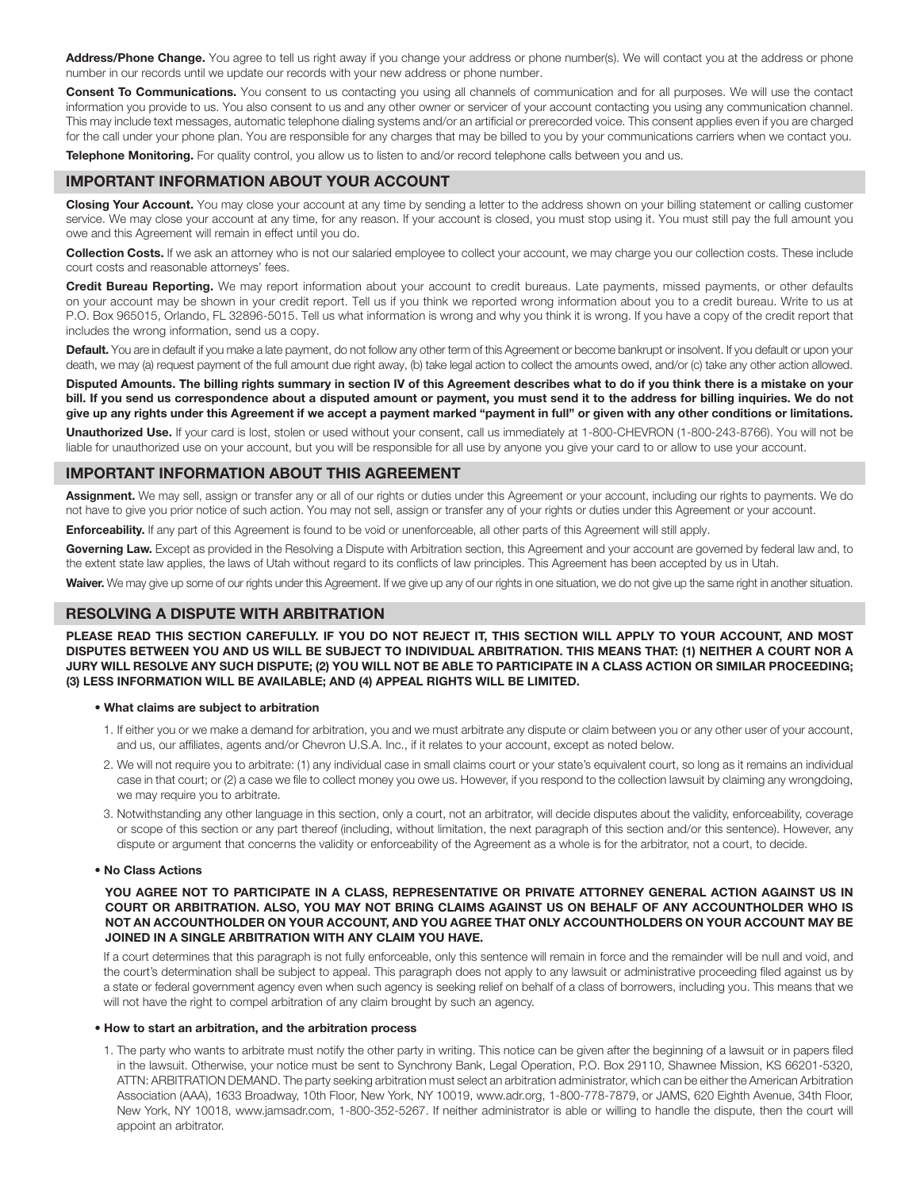**Address/Phone Change.** You agree to tell us right away if you change your address or phone number(s). We will contact you at the address or phone number in our records until we update our records with your new address or phone number.

**Consent To Communications.** You consent to us contacting you using all channels of communication and for all purposes. We will use the contact information you provide to us. You also consent to us and any other owner or servicer of your account contacting you using any communication channel. This may include text messages, automatic telephone dialing systems and/or an artificial or prerecorded voice. This consent applies even if you are charged for the call under your phone plan. You are responsible for any charges that may be billed to you by your communications carriers when we contact you.

**Telephone Monitoring.** For quality control, you allow us to listen to and/or record telephone calls between you and us.

## IMPORTANT INFORMATION ABOUT YOUR ACCOUNT

**Closing Your Account.** You may close your account at any time by sending a letter to the address shown on your billing statement or calling customer service. We may close your account at any time, for any reason. If your account is closed, you must stop using it. You must still pay the full amount you owe and this Agreement will remain in effect until you do.

**Collection Costs.** If we ask an attorney who is not our salaried employee to collect your account, we may charge you our collection costs. These include court costs and reasonable attorneys' fees.

**Credit Bureau Reporting.** We may report information about your account to credit bureaus. Late payments, missed payments, or other defaults on your account may be shown in your credit report. Tell us if you think we reported wrong information about you to a credit bureau. Write to us at P.O. Box 965015, Orlando, FL 32896-5015. Tell us what information is wrong and why you think it is wrong. If you have a copy of the credit report that includes the wrong information, send us a copy.

**Default.** You are in default if you make a late payment, do not follow any other term of this Agreement or become bankrupt or insolvent. If you default or upon your death, we may (a) request payment of the full amount due right away, (b) take legal action to collect the amounts owed, and/or (c) take any other action allowed.

**Disputed Amounts. The billing rights summary in section IV of this Agreement describes what to do if you think there is a mistake on your bill. If you send us correspondence about a disputed amount or payment, you must send it to the address for billing inquiries. We do not give up any rights under this Agreement if we accept a payment marked "payment in full" or given with any other conditions or limitations.**

**Unauthorized Use.** If your card is lost, stolen or used without your consent, call us immediately at 1-800-CHEVRON (1-800-243-8766). You will not be liable for unauthorized use on your account, but you will be responsible for all use by anyone you give your card to or allow to use your account.

## IMPORTANT INFORMATION ABOUT THIS AGREEMENT

**Assignment.** We may sell, assign or transfer any or all of our rights or duties under this Agreement or your account, including our rights to payments. We do not have to give you prior notice of such action. You may not sell, assign or transfer any of your rights or duties under this Agreement or your account.

**Enforceability.** If any part of this Agreement is found to be void or unenforceable, all other parts of this Agreement will still apply.

**Governing Law.** Except as provided in the Resolving a Dispute with Arbitration section, this Agreement and your account are governed by federal law and, to the extent state law applies, the laws of Utah without regard to its conflicts of law principles. This Agreement has been accepted by us in Utah.

**Waiver.** We may give up some of our rights under this Agreement. If we give up any of our rights in one situation, we do not give up the same right in another situation.

## RESOLVING A DISPUTE WITH ARBITRATION

**PLEASE READ THIS SECTION CAREFULLY. IF YOU DO NOT REJECT IT, THIS SECTION WILL APPLY TO YOUR ACCOUNT, AND MOST DISPUTES BETWEEN YOU AND US WILL BE SUBJECT TO INDIVIDUAL ARBITRATION. THIS MEANS THAT: (1) NEITHER A COURT NOR A JURY WILL RESOLVE ANY SUCH DISPUTE; (2) YOU WILL NOT BE ABLE TO PARTICIPATE IN A CLASS ACTION OR SIMILAR PROCEEDING; (3) LESS INFORMATION WILL BE AVAILABLE; AND (4) APPEAL RIGHTS WILL BE LIMITED.**

- **What claims are subject to arbitration**

1. If either you or we make a demand for arbitration, you and we must arbitrate any dispute or claim between you or any other user of your account, and us, our affiliates, agents and/or Chevron U.S.A. Inc., if it relates to your account, except as noted below.
2. We will not require you to arbitrate: (1) any individual case in small claims court or your state's equivalent court, so long as it remains an individual case in that court; or (2) a case we file to collect money you owe us. However, if you respond to the collection lawsuit by claiming any wrongdoing, we may require you to arbitrate.
3. Notwithstanding any other language in this section, only a court, not an arbitrator, will decide disputes about the validity, enforceability, coverage or scope of this section or any part thereof (including, without limitation, the next paragraph of this section and/or this sentence). However, any dispute or argument that concerns the validity or enforceability of the Agreement as a whole is for the arbitrator, not a court, to decide.

- **No Class Actions**

**YOU AGREE NOT TO PARTICIPATE IN A CLASS, REPRESENTATIVE OR PRIVATE ATTORNEY GENERAL ACTION AGAINST US IN COURT OR ARBITRATION. ALSO, YOU MAY NOT BRING CLAIMS AGAINST US ON BEHALF OF ANY ACCOUNTHOLDER WHO IS NOT AN ACCOUNTHOLDER ON YOUR ACCOUNT, AND YOU AGREE THAT ONLY ACCOUNTHOLDERS ON YOUR ACCOUNT MAY BE JOINED IN A SINGLE ARBITRATION WITH ANY CLAIM YOU HAVE.**

If a court determines that this paragraph is not fully enforceable, only this sentence will remain in force and the remainder will be null and void, and the court's determination shall be subject to appeal. This paragraph does not apply to any lawsuit or administrative proceeding filed against us by a state or federal government agency even when such agency is seeking relief on behalf of a class of borrowers, including you. This means that we will not have the right to compel arbitration of any claim brought by such an agency.

- **How to start an arbitration, and the arbitration process**

1. The party who wants to arbitrate must notify the other party in writing. This notice can be given after the beginning of a lawsuit or in papers filed in the lawsuit. Otherwise, your notice must be sent to Synchrony Bank, Legal Operation, P.O. Box 29110, Shawnee Mission, KS 66201-5320, ATTN: ARBITRATION DEMAND. The party seeking arbitration must select an arbitration administrator, which can be either the American Arbitration Association (AAA), 1633 Broadway, 10th Floor, New York, NY 10019, www.adr.org, 1-800-778-7879, or JAMS, 620 Eighth Avenue, 34th Floor, New York, NY 10018, www.jamsadr.com, 1-800-352-5267. If neither administrator is able or willing to handle the dispute, then the court will appoint an arbitrator.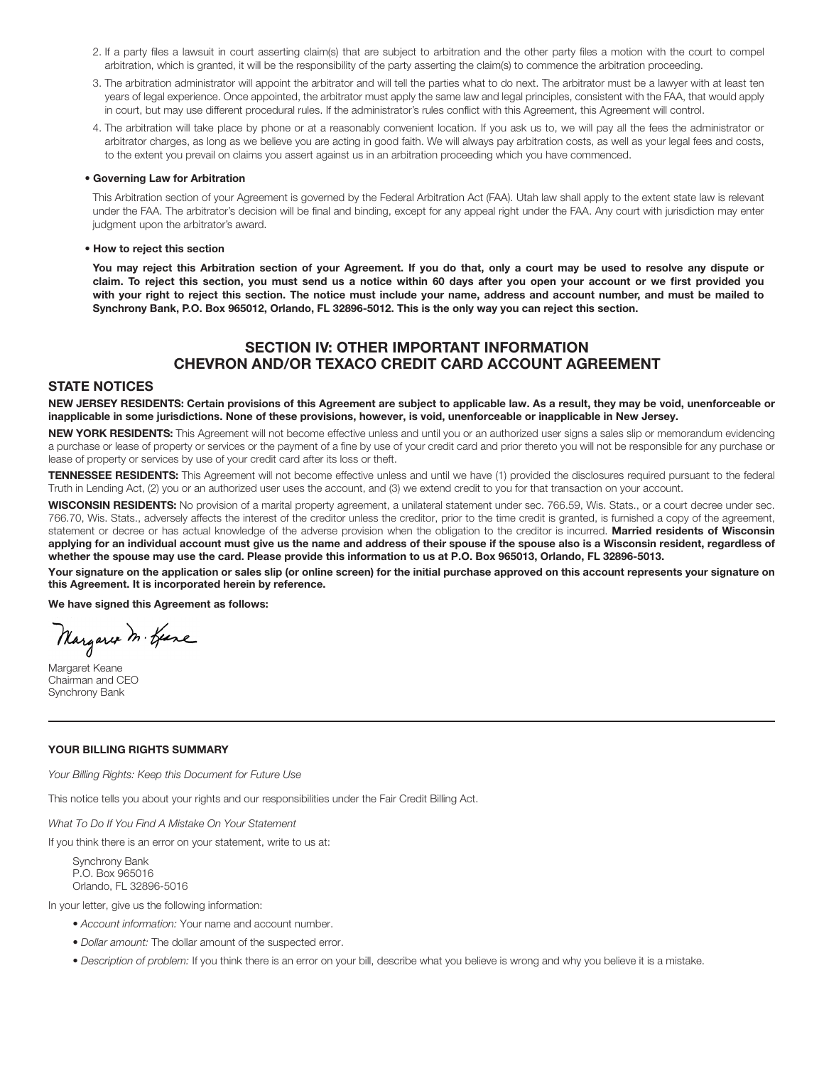2. If a party files a lawsuit in court asserting claim(s) that are subject to arbitration and the other party files a motion with the court to compel arbitration, which is granted, it will be the responsibility of the party asserting the claim(s) to commence the arbitration proceeding.
3. The arbitration administrator will appoint the arbitrator and will tell the parties what to do next. The arbitrator must be a lawyer with at least ten years of legal experience. Once appointed, the arbitrator must apply the same law and legal principles, consistent with the FAA, that would apply in court, but may use different procedural rules. If the administrator's rules conflict with this Agreement, this Agreement will control.
4. The arbitration will take place by phone or at a reasonably convenient location. If you ask us to, we will pay all the fees the administrator or arbitrator charges, as long as we believe you are acting in good faith. We will always pay arbitration costs, as well as your legal fees and costs, to the extent you prevail on claims you assert against us in an arbitration proceeding which you have commenced.

- **Governing Law for Arbitration**

This Arbitration section of your Agreement is governed by the Federal Arbitration Act (FAA). Utah law shall apply to the extent state law is relevant under the FAA. The arbitrator's decision will be final and binding, except for any appeal right under the FAA. Any court with jurisdiction may enter judgment upon the arbitrator's award.

- **How to reject this section**

**You may reject this Arbitration section of your Agreement. If you do that, only a court may be used to resolve any dispute or claim. To reject this section, you must send us a notice within 60 days after you open your account or we first provided you with your right to reject this section. The notice must include your name, address and account number, and must be mailed to Synchrony Bank, P.O. Box 965012, Orlando, FL 32896-5012. This is the only way you can reject this section.**

## SECTION IV: OTHER IMPORTANT INFORMATION
## CHEVRON AND/OR TEXACO CREDIT CARD ACCOUNT AGREEMENT

### STATE NOTICES

**NEW JERSEY RESIDENTS: Certain provisions of this Agreement are subject to applicable law. As a result, they may be void, unenforceable or inapplicable in some jurisdictions. None of these provisions, however, is void, unenforceable or inapplicable in New Jersey.**

**NEW YORK RESIDENTS:** This Agreement will not become effective unless and until you or an authorized user signs a sales slip or memorandum evidencing a purchase or lease of property or services or the payment of a fine by use of your credit card and prior thereto you will not be responsible for any purchase or lease of property or services by use of your credit card after its loss or theft.

**TENNESSEE RESIDENTS:** This Agreement will not become effective unless and until we have (1) provided the disclosures required pursuant to the federal Truth in Lending Act, (2) you or an authorized user uses the account, and (3) we extend credit to you for that transaction on your account.

**WISCONSIN RESIDENTS:** No provision of a marital property agreement, a unilateral statement under sec. 766.59, Wis. Stats., or a court decree under sec. 766.70, Wis. Stats., adversely affects the interest of the creditor unless the creditor, prior to the time credit is granted, is furnished a copy of the agreement, statement or decree or has actual knowledge of the adverse provision when the obligation to the creditor is incurred. **Married residents of Wisconsin applying for an individual account must give us the name and address of their spouse if the spouse also is a Wisconsin resident, regardless of whether the spouse may use the card. Please provide this information to us at P.O. Box 965013, Orlando, FL 32896-5013.**

**Your signature on the application or sales slip (or online screen) for the initial purchase approved on this account represents your signature on this Agreement. It is incorporated herein by reference.**

**We have signed this Agreement as follows:**

Margaret M. Keane

Margaret Keane
Chairman and CEO
Synchrony Bank

---

#### YOUR BILLING RIGHTS SUMMARY

*Your Billing Rights: Keep this Document for Future Use*

This notice tells you about your rights and our responsibilities under the Fair Credit Billing Act.

*What To Do If You Find A Mistake On Your Statement*

If you think there is an error on your statement, write to us at:

Synchrony Bank
P.O. Box 965016
Orlando, FL 32896-5016

In your letter, give us the following information:

- *Account information:* Your name and account number.
- *Dollar amount:* The dollar amount of the suspected error.
- *Description of problem:* If you think there is an error on your bill, describe what you believe is wrong and why you believe it is a mistake.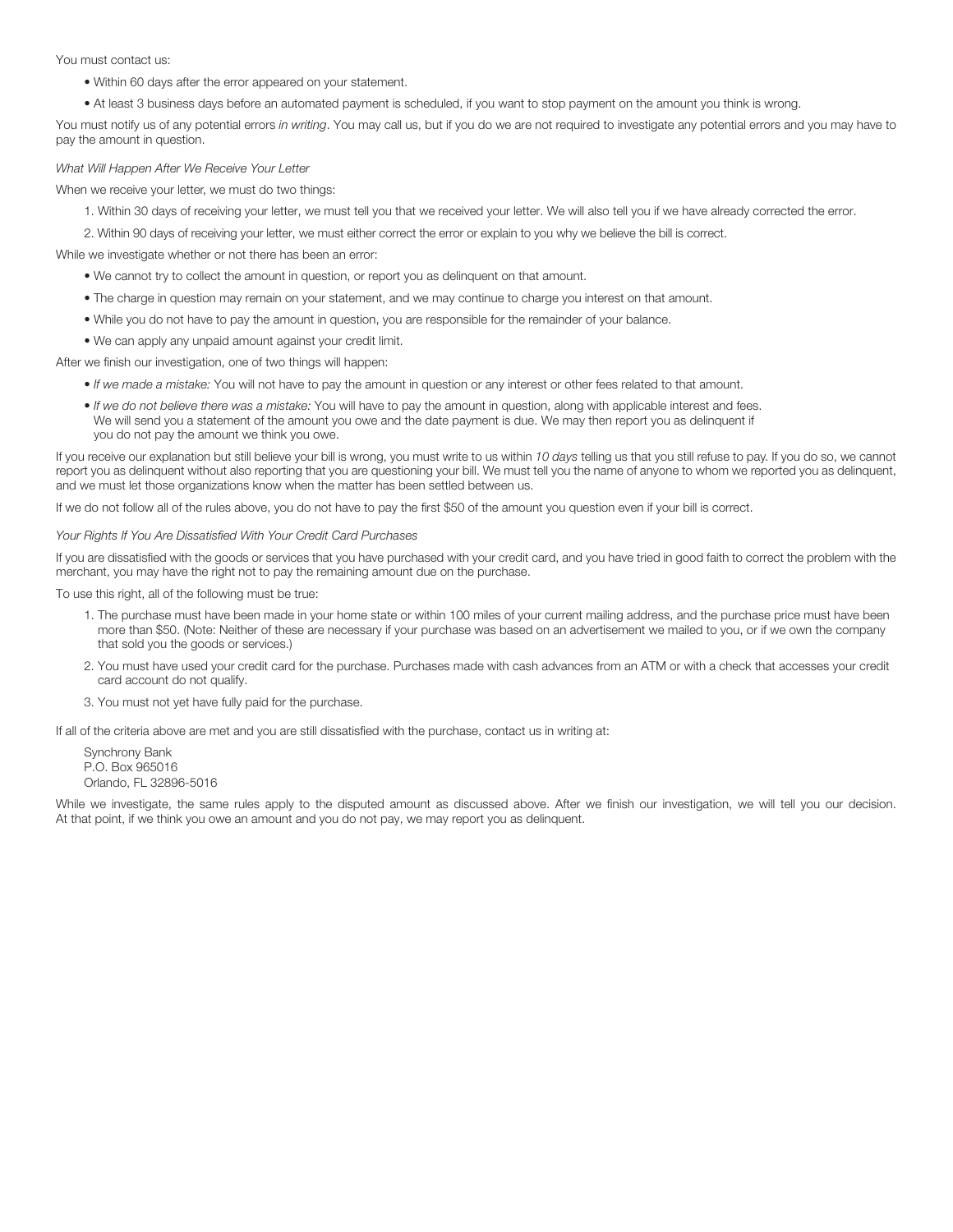You must contact us:

- Within 60 days after the error appeared on your statement.
- At least 3 business days before an automated payment is scheduled, if you want to stop payment on the amount you think is wrong.

You must notify us of any potential errors *in writing*. You may call us, but if you do we are not required to investigate any potential errors and you may have to pay the amount in question.

*What Will Happen After We Receive Your Letter*

When we receive your letter, we must do two things:

1. Within 30 days of receiving your letter, we must tell you that we received your letter. We will also tell you if we have already corrected the error.
2. Within 90 days of receiving your letter, we must either correct the error or explain to you why we believe the bill is correct.

While we investigate whether or not there has been an error:

- We cannot try to collect the amount in question, or report you as delinquent on that amount.
- The charge in question may remain on your statement, and we may continue to charge you interest on that amount.
- While you do not have to pay the amount in question, you are responsible for the remainder of your balance.
- We can apply any unpaid amount against your credit limit.

After we finish our investigation, one of two things will happen:

- *If we made a mistake:* You will not have to pay the amount in question or any interest or other fees related to that amount.
- *If we do not believe there was a mistake:* You will have to pay the amount in question, along with applicable interest and fees. We will send you a statement of the amount you owe and the date payment is due. We may then report you as delinquent if you do not pay the amount we think you owe.

If you receive our explanation but still believe your bill is wrong, you must write to us within *10 days* telling us that you still refuse to pay. If you do so, we cannot report you as delinquent without also reporting that you are questioning your bill. We must tell you the name of anyone to whom we reported you as delinquent, and we must let those organizations know when the matter has been settled between us.

If we do not follow all of the rules above, you do not have to pay the first $50 of the amount you question even if your bill is correct.

*Your Rights If You Are Dissatisfied With Your Credit Card Purchases*

If you are dissatisfied with the goods or services that you have purchased with your credit card, and you have tried in good faith to correct the problem with the merchant, you may have the right not to pay the remaining amount due on the purchase.

To use this right, all of the following must be true:

1. The purchase must have been made in your home state or within 100 miles of your current mailing address, and the purchase price must have been more than $50. (Note: Neither of these are necessary if your purchase was based on an advertisement we mailed to you, or if we own the company that sold you the goods or services.)
2. You must have used your credit card for the purchase. Purchases made with cash advances from an ATM or with a check that accesses your credit card account do not qualify.
3. You must not yet have fully paid for the purchase.

If all of the criteria above are met and you are still dissatisfied with the purchase, contact us in writing at:

Synchrony Bank
P.O. Box 965016
Orlando, FL 32896-5016

While we investigate, the same rules apply to the disputed amount as discussed above. After we finish our investigation, we will tell you our decision. At that point, if we think you owe an amount and you do not pay, we may report you as delinquent.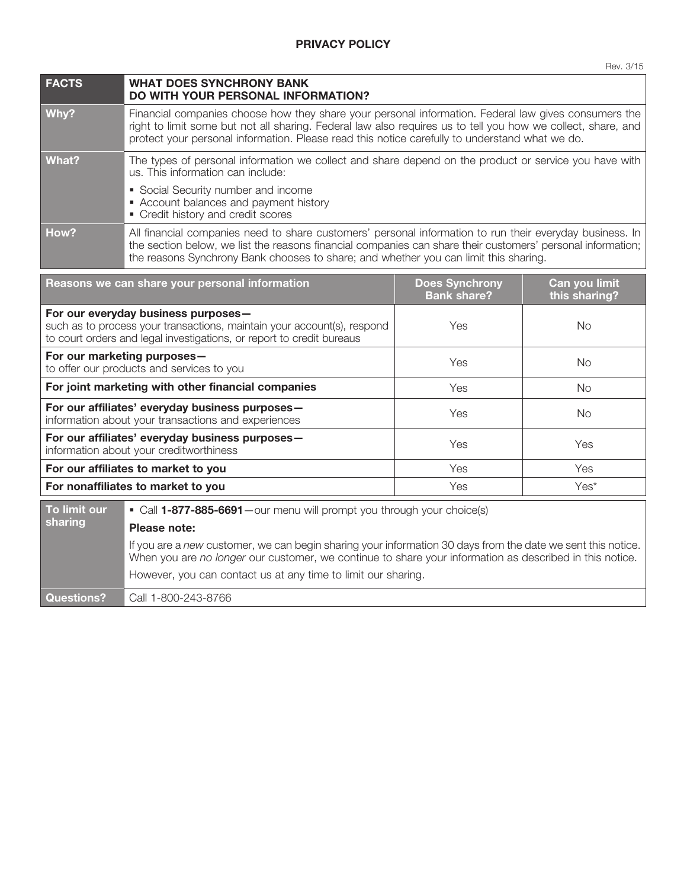# PRIVACY POLICY

Rev. 3/15

| FACTS | WHAT DOES SYNCHRONY BANK DO WITH YOUR PERSONAL INFORMATION? |
|---|---|
| **Why?** | Financial companies choose how they share your personal information. Federal law gives consumers the right to limit some but not all sharing. Federal law also requires us to tell you how we collect, share, and protect your personal information. Please read this notice carefully to understand what we do. |
| **What?** | The types of personal information we collect and share depend on the product or service you have with us. This information can include: <br>▪ Social Security number and income <br>▪ Account balances and payment history <br>▪ Credit history and credit scores |
| **How?** | All financial companies need to share customers' personal information to run their everyday business. In the section below, we list the reasons financial companies can share their customers' personal information; the reasons Synchrony Bank chooses to share; and whether you can limit this sharing. |

| Reasons we can share your personal information | Does Synchrony Bank share? | Can you limit this sharing? |
|---|---|---|
| **For our everyday business purposes—** such as to process your transactions, maintain your account(s), respond to court orders and legal investigations, or report to credit bureaus | Yes | No |
| **For our marketing purposes—** to offer our products and services to you | Yes | No |
| **For joint marketing with other financial companies** | Yes | No |
| **For our affiliates' everyday business purposes—** information about your transactions and experiences | Yes | No |
| **For our affiliates' everyday business purposes—** information about your creditworthiness | Yes | Yes |
| **For our affiliates to market to you** | Yes | Yes |
| **For nonaffiliates to market to you** | Yes | Yes* |

| To limit our sharing | ▪ Call **1-877-885-6691**—our menu will prompt you through your choice(s) <br>**Please note:** <br>If you are a *new* customer, we can begin sharing your information 30 days from the date we sent this notice. When you are *no longer* our customer, we continue to share your information as described in this notice. <br>However, you can contact us at any time to limit our sharing. |
|---|---|
| **Questions?** | Call 1-800-243-8766 |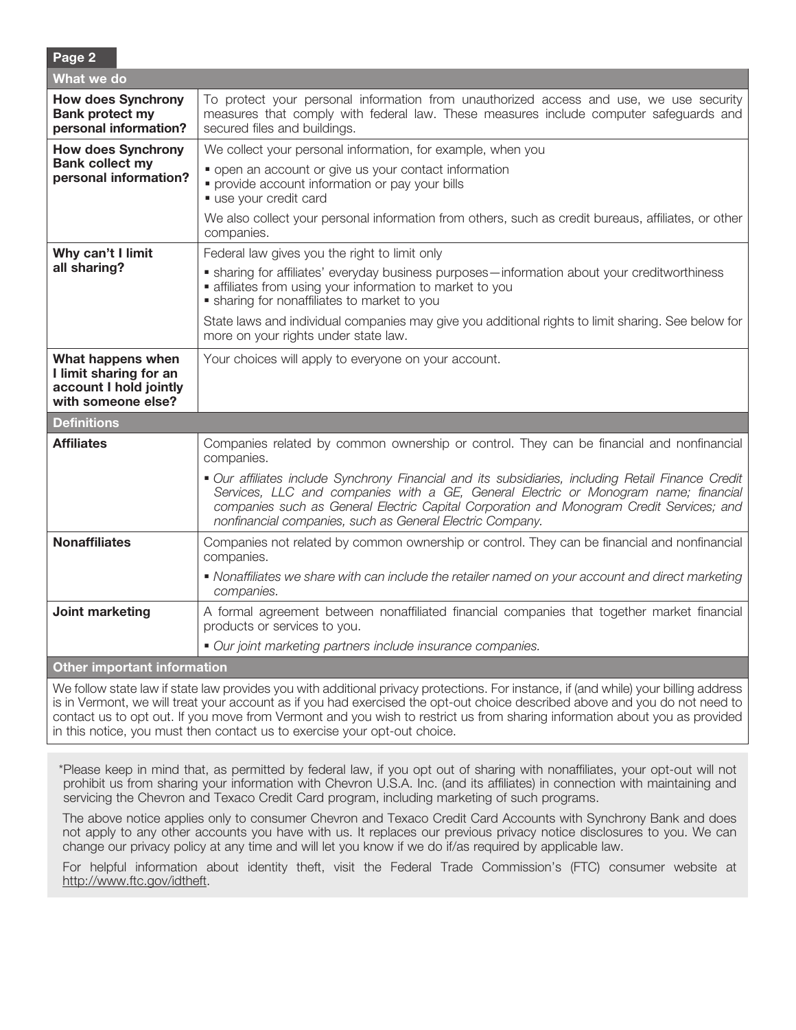## Page 2

| What we do | |
|---|---|
| **How does Synchrony Bank protect my personal information?** | To protect your personal information from unauthorized access and use, we use security measures that comply with federal law. These measures include computer safeguards and secured files and buildings. |
| **How does Synchrony Bank collect my personal information?** | We collect your personal information, for example, when you<br>▪ open an account or give us your contact information<br>▪ provide account information or pay your bills<br>▪ use your credit card<br><br>We also collect your personal information from others, such as credit bureaus, affiliates, or other companies. |
| **Why can't I limit all sharing?** | Federal law gives you the right to limit only<br>▪ sharing for affiliates' everyday business purposes—information about your creditworthiness<br>▪ affiliates from using your information to market to you<br>▪ sharing for nonaffiliates to market to you<br><br>State laws and individual companies may give you additional rights to limit sharing. See below for more on your rights under state law. |
| **What happens when I limit sharing for an account I hold jointly with someone else?** | Your choices will apply to everyone on your account. |

| Definitions | |
|---|---|
| **Affiliates** | Companies related by common ownership or control. They can be financial and nonfinancial companies.<br>▪ *Our affiliates include Synchrony Financial and its subsidiaries, including Retail Finance Credit Services, LLC and companies with a GE, General Electric or Monogram name; financial companies such as General Electric Capital Corporation and Monogram Credit Services; and nonfinancial companies, such as General Electric Company.* |
| **Nonaffiliates** | Companies not related by common ownership or control. They can be financial and nonfinancial companies.<br>▪ *Nonaffiliates we share with can include the retailer named on your account and direct marketing companies.* |
| **Joint marketing** | A formal agreement between nonaffiliated financial companies that together market financial products or services to you.<br>▪ *Our joint marketing partners include insurance companies.* |

### Other important information

We follow state law if state law provides you with additional privacy protections. For instance, if (and while) your billing address is in Vermont, we will treat your account as if you had exercised the opt-out choice described above and you do not need to contact us to opt out. If you move from Vermont and you wish to restrict us from sharing information about you as provided in this notice, you must then contact us to exercise your opt-out choice.

*Please keep in mind that, as permitted by federal law, if you opt out of sharing with nonaffiliates, your opt-out will not prohibit us from sharing your information with Chevron U.S.A. Inc. (and its affiliates) in connection with maintaining and servicing the Chevron and Texaco Credit Card program, including marketing of such programs.

The above notice applies only to consumer Chevron and Texaco Credit Card Accounts with Synchrony Bank and does not apply to any other accounts you have with us. It replaces our previous privacy notice disclosures to you. We can change our privacy policy at any time and will let you know if we do if/as required by applicable law.

For helpful information about identity theft, visit the Federal Trade Commission's (FTC) consumer website at http://www.ftc.gov/idtheft.